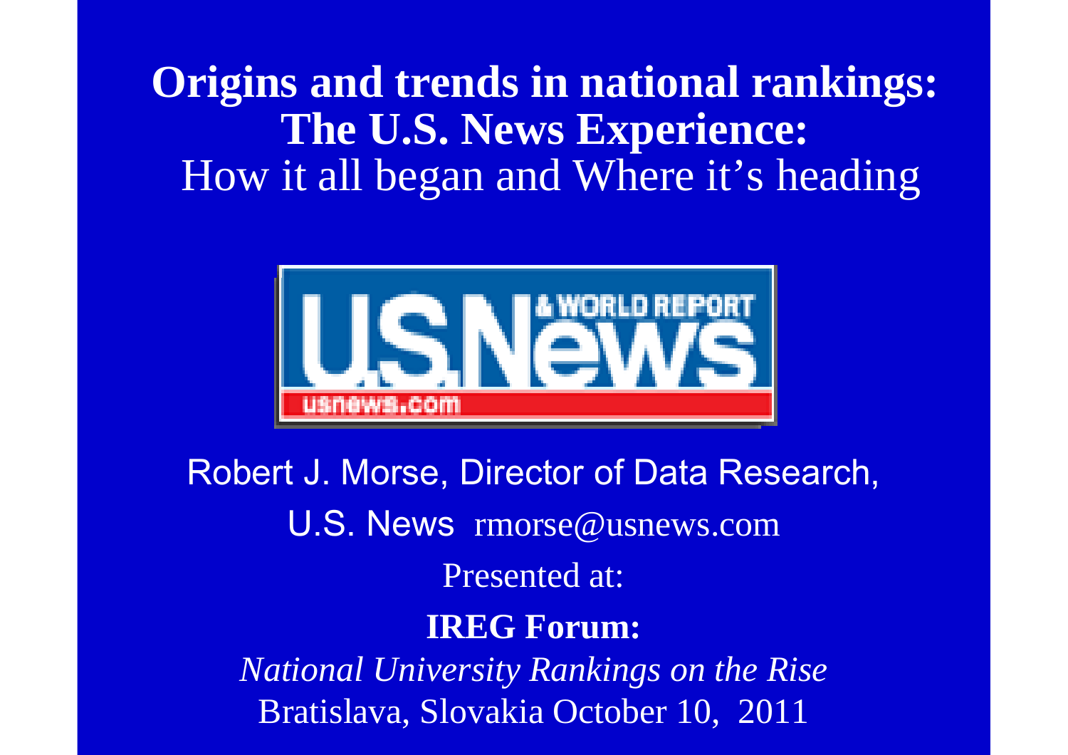# Origins and trends in national rankings: The U.S. News Experience:

## How it all began and Where it's heading

Robert J. Morse, Director of Data Research, U.S. News rmorse@usnews.com

Presented at:

**IREG Forum:**

*National University Rankings on the Rise*

Bratislava, Slovakia October 10, 2011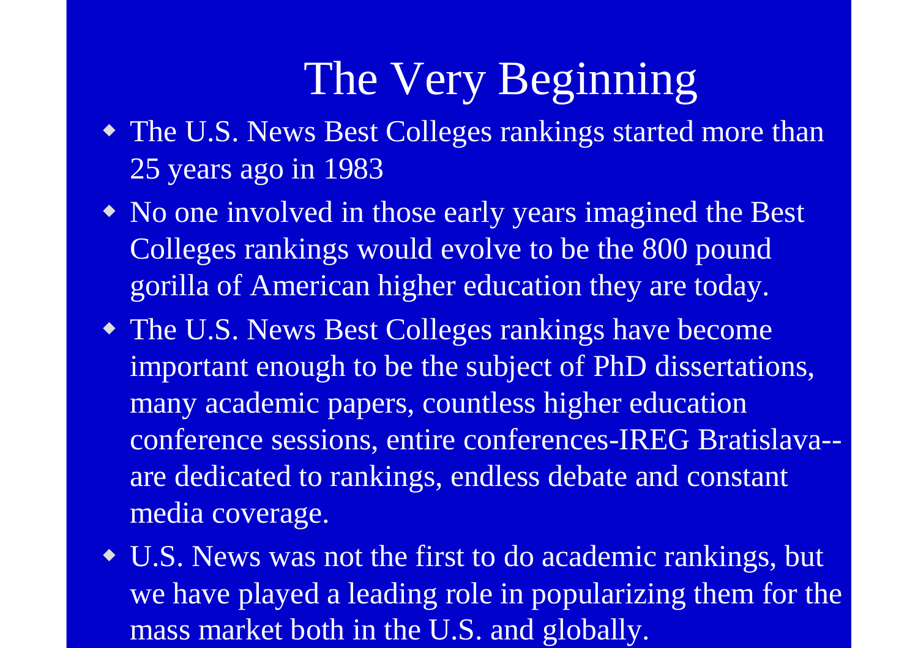# The Very Beginning

- The U.S. News Best Colleges rankings started more than 25 years ago in 1983
- No one involved in those early years imagined the Best Colleges rankings would evolve to be the 800 pound gorilla of American higher education they are today.
- The U.S. News Best Colleges rankings have become important enough to be the subject of PhD dissertations, many academic papers, countless higher education conference sessions, entire conferences-IREG Bratislava--are dedicated to rankings, endless debate and constant media coverage.
- U.S. News was not the first to do academic rankings, but we have played a leading role in popularizing them for the mass market both in the U.S. and globally.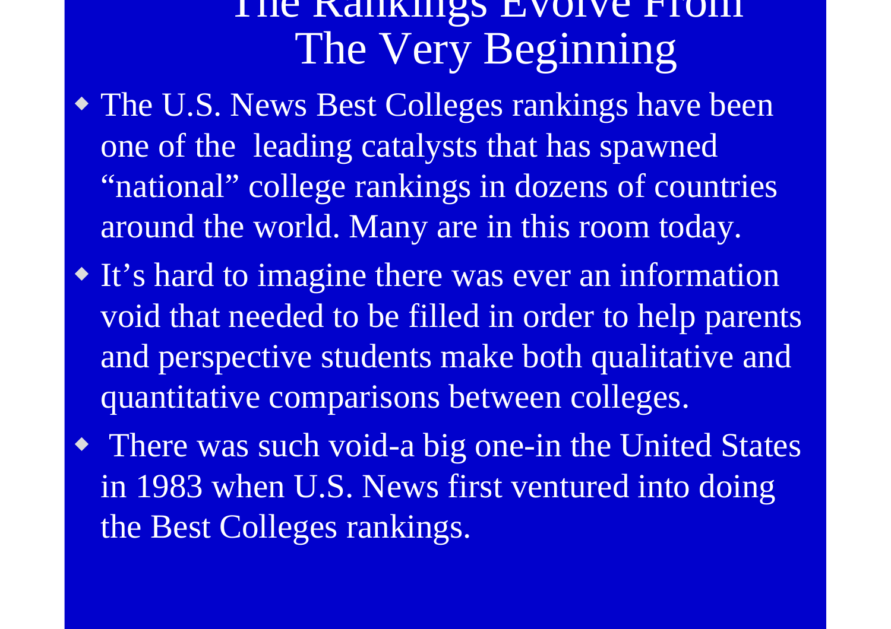# The Rankings Evolve From The Very Beginning

- The U.S. News Best Colleges rankings have been one of the leading catalysts that has spawned "national" college rankings in dozens of countries around the world. Many are in this room today.
- It's hard to imagine there was ever an information void that needed to be filled in order to help parents and perspective students make both qualitative and quantitative comparisons between colleges.
- There was such void-a big one-in the United States in 1983 when U.S. News first ventured into doing the Best Colleges rankings.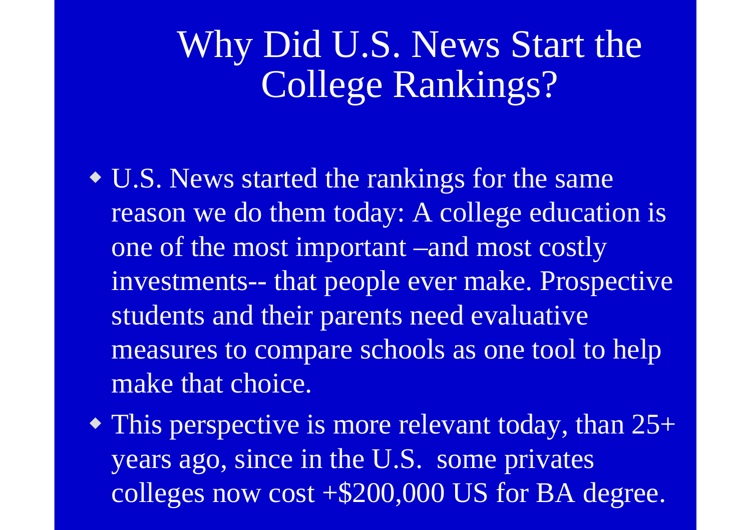# Why Did U.S. News Start the College Rankings?

- U.S. News started the rankings for the same reason we do them today: A college education is one of the most important –and most costly investments-- that people ever make. Prospective students and their parents need evaluative measures to compare schools as one tool to help make that choice.
- This perspective is more relevant today, than 25+ years ago, since in the U.S. some privates colleges now cost +$200,000 US for BA degree.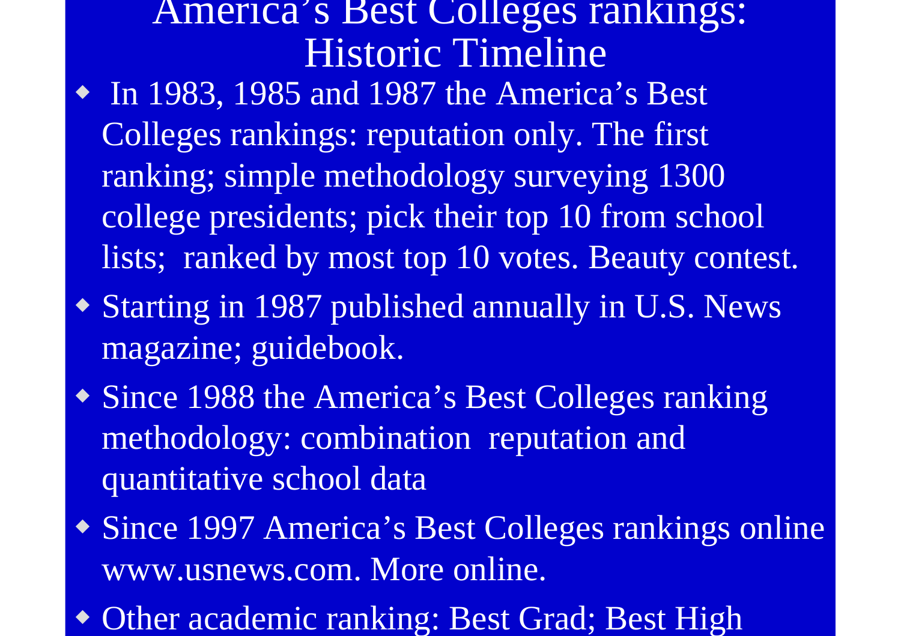# America's Best Colleges rankings: Historic Timeline

- In 1983, 1985 and 1987 the America's Best Colleges rankings: reputation only. The first ranking; simple methodology surveying 1300 college presidents; pick their top 10 from school lists;  ranked by most top 10 votes. Beauty contest.
- Starting in 1987 published annually in U.S. News magazine; guidebook.
- Since 1988 the America's Best Colleges ranking methodology: combination  reputation and quantitative school data
- Since 1997 America's Best Colleges rankings online www.usnews.com. More online.
- Other academic ranking: Best Grad; Best High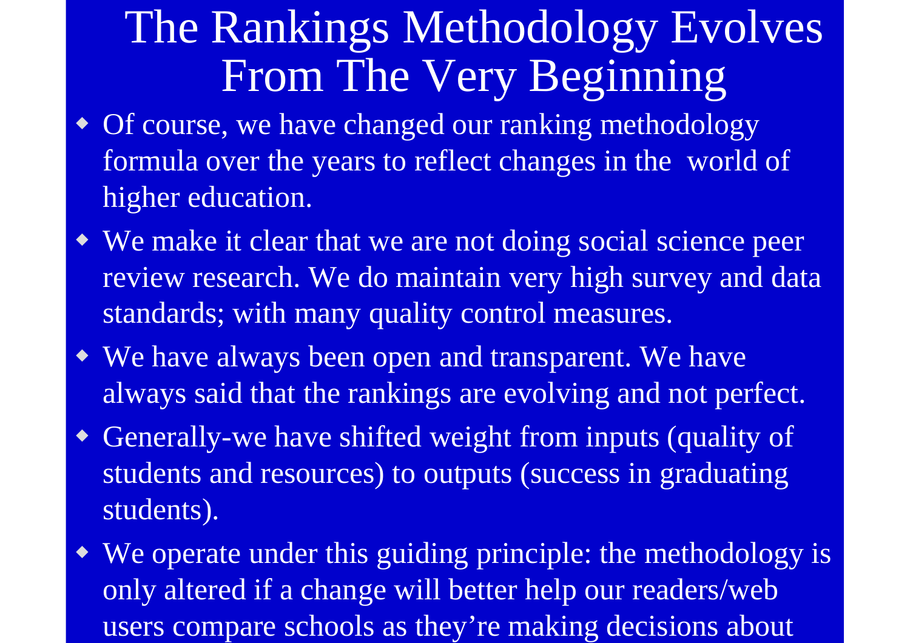# The Rankings Methodology Evolves From The Very Beginning

- Of course, we have changed our ranking methodology formula over the years to reflect changes in the world of higher education.
- We make it clear that we are not doing social science peer review research. We do maintain very high survey and data standards; with many quality control measures.
- We have always been open and transparent. We have always said that the rankings are evolving and not perfect.
- Generally-we have shifted weight from inputs (quality of students and resources) to outputs (success in graduating students).
- We operate under this guiding principle: the methodology is only altered if a change will better help our readers/web users compare schools as they're making decisions about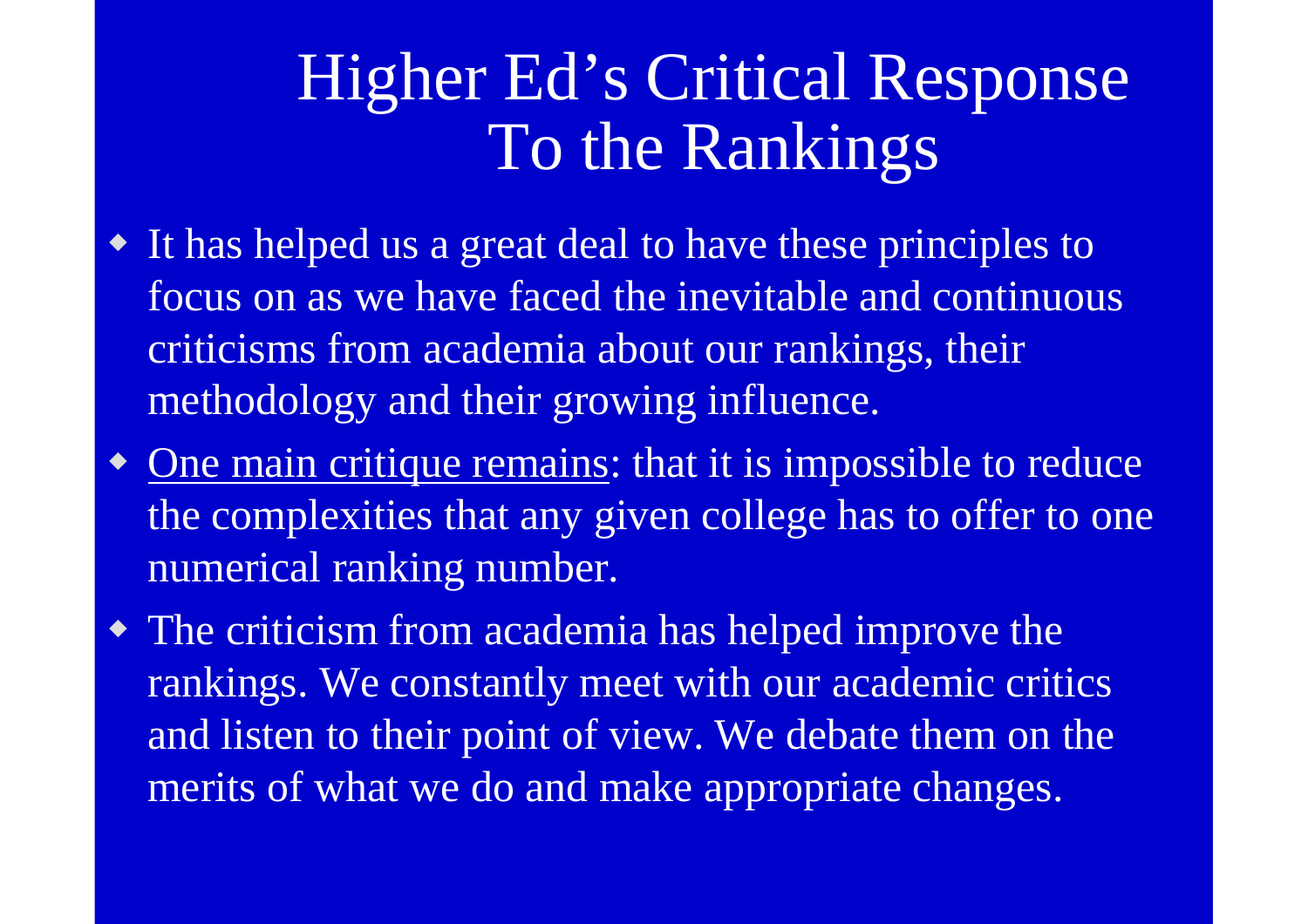# Higher Ed's Critical Response To the Rankings

- It has helped us a great deal to have these principles to focus on as we have faced the inevitable and continuous criticisms from academia about our rankings, their methodology and their growing influence.
- <u>One main critique remains</u>: that it is impossible to reduce the complexities that any given college has to offer to one numerical ranking number.
- The criticism from academia has helped improve the rankings. We constantly meet with our academic critics and listen to their point of view. We debate them on the merits of what we do and make appropriate changes.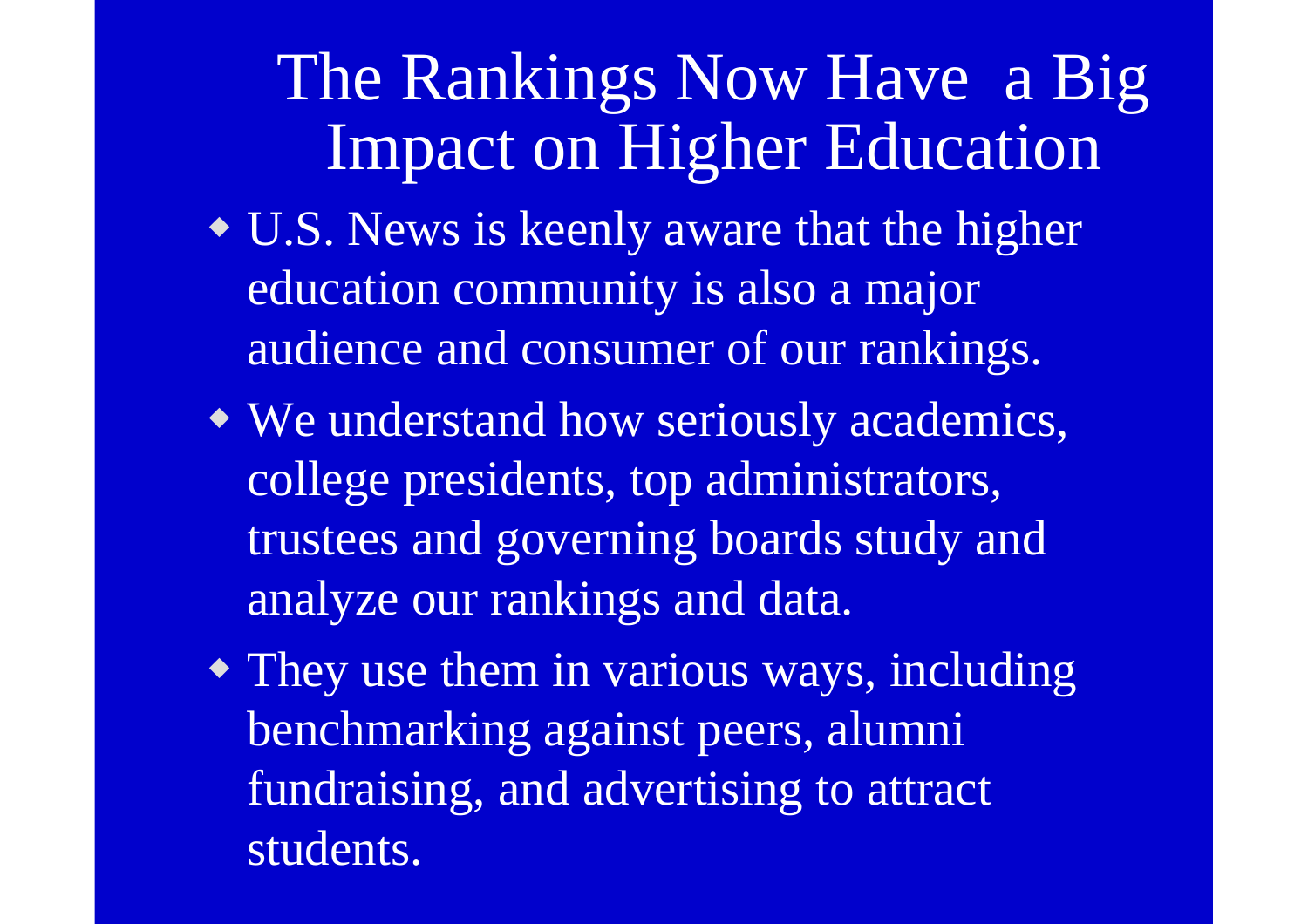# The Rankings Now Have a Big Impact on Higher Education

- U.S. News is keenly aware that the higher education community is also a major audience and consumer of our rankings.
- We understand how seriously academics, college presidents, top administrators, trustees and governing boards study and analyze our rankings and data.
- They use them in various ways, including benchmarking against peers, alumni fundraising, and advertising to attract students.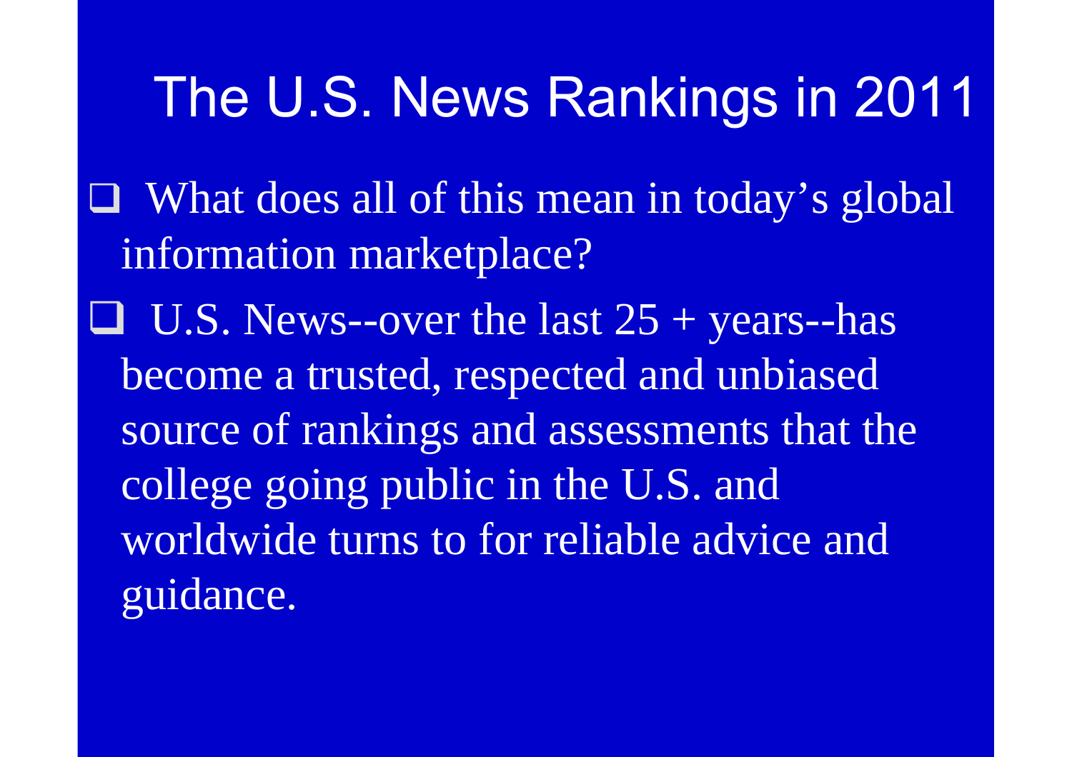# The U.S. News Rankings in 2011

- What does all of this mean in today's global information marketplace?
- U.S. News--over the last 25 + years--has become a trusted, respected and unbiased source of rankings and assessments that the college going public in the U.S. and worldwide turns to for reliable advice and guidance.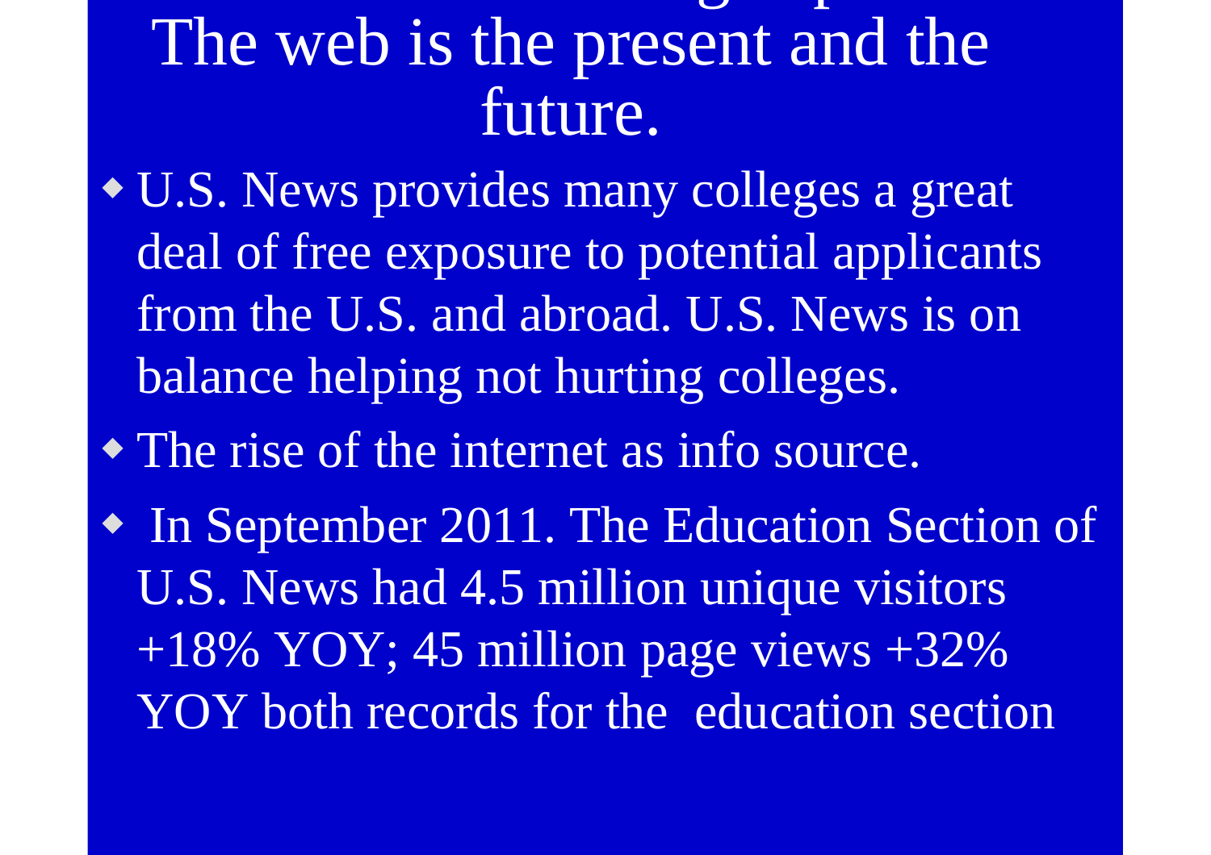# The web is the present and the future.

- U.S. News provides many colleges a great deal of free exposure to potential applicants from the U.S. and abroad. U.S. News is on balance helping not hurting colleges.
- The rise of the internet as info source.
- In September 2011. The Education Section of U.S. News had 4.5 million unique visitors +18% YOY; 45 million page views +32% YOY both records for the education section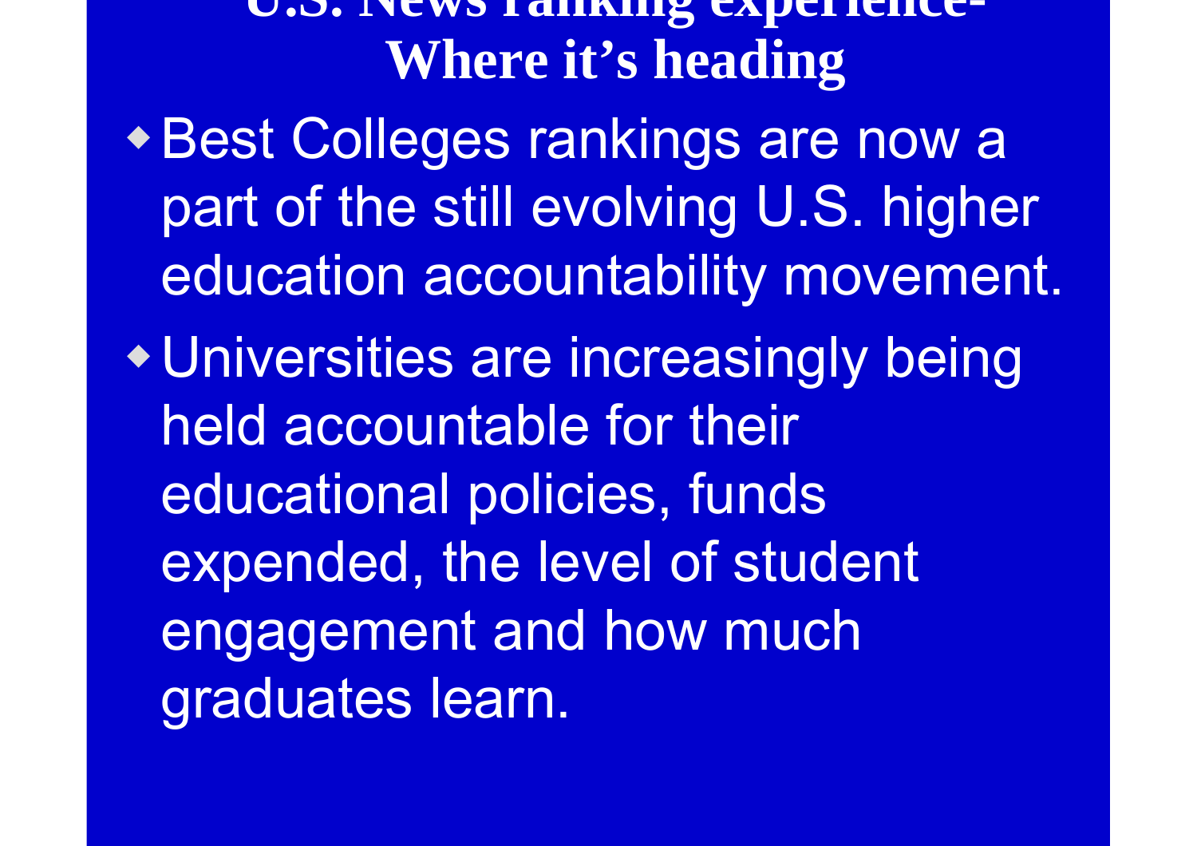# U.S. News ranking experience- Where it's heading

- Best Colleges rankings are now a part of the still evolving U.S. higher education accountability movement.
- Universities are increasingly being held accountable for their educational policies, funds expended, the level of student engagement and how much graduates learn.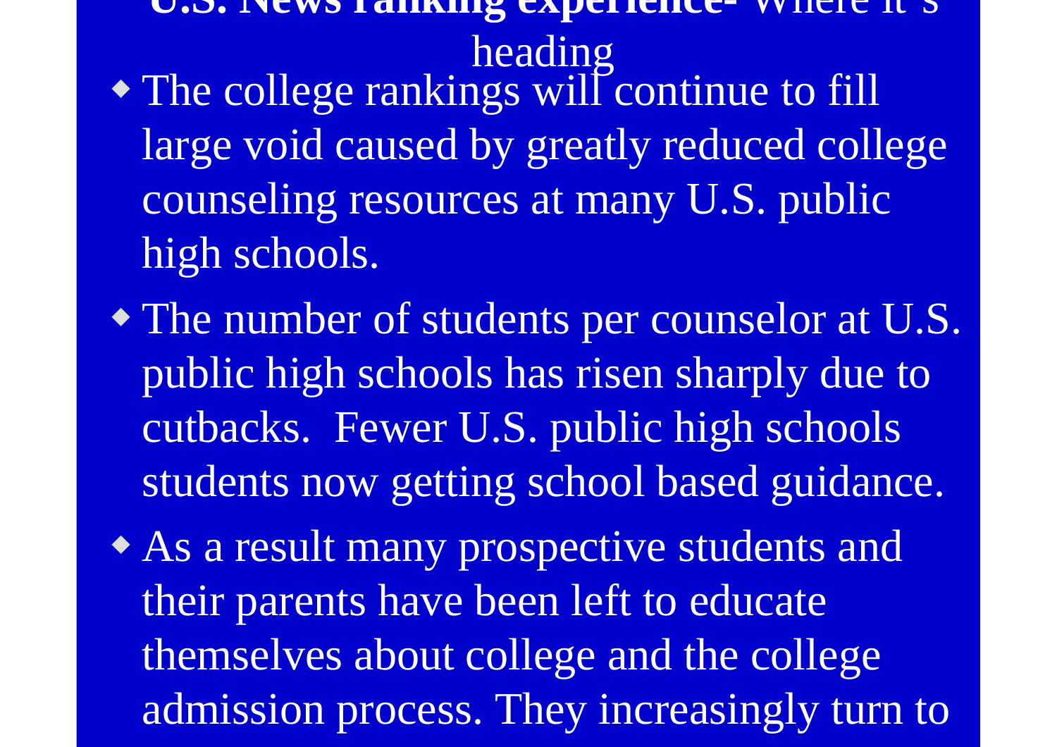## **U.S. News ranking experience-** Where it's heading

- The college rankings will continue to fill large void caused by greatly reduced college counseling resources at many U.S. public high schools.
- The number of students per counselor at U.S. public high schools has risen sharply due to cutbacks. Fewer U.S. public high schools students now getting school based guidance.
- As a result many prospective students and their parents have been left to educate themselves about college and the college admission process. They increasingly turn to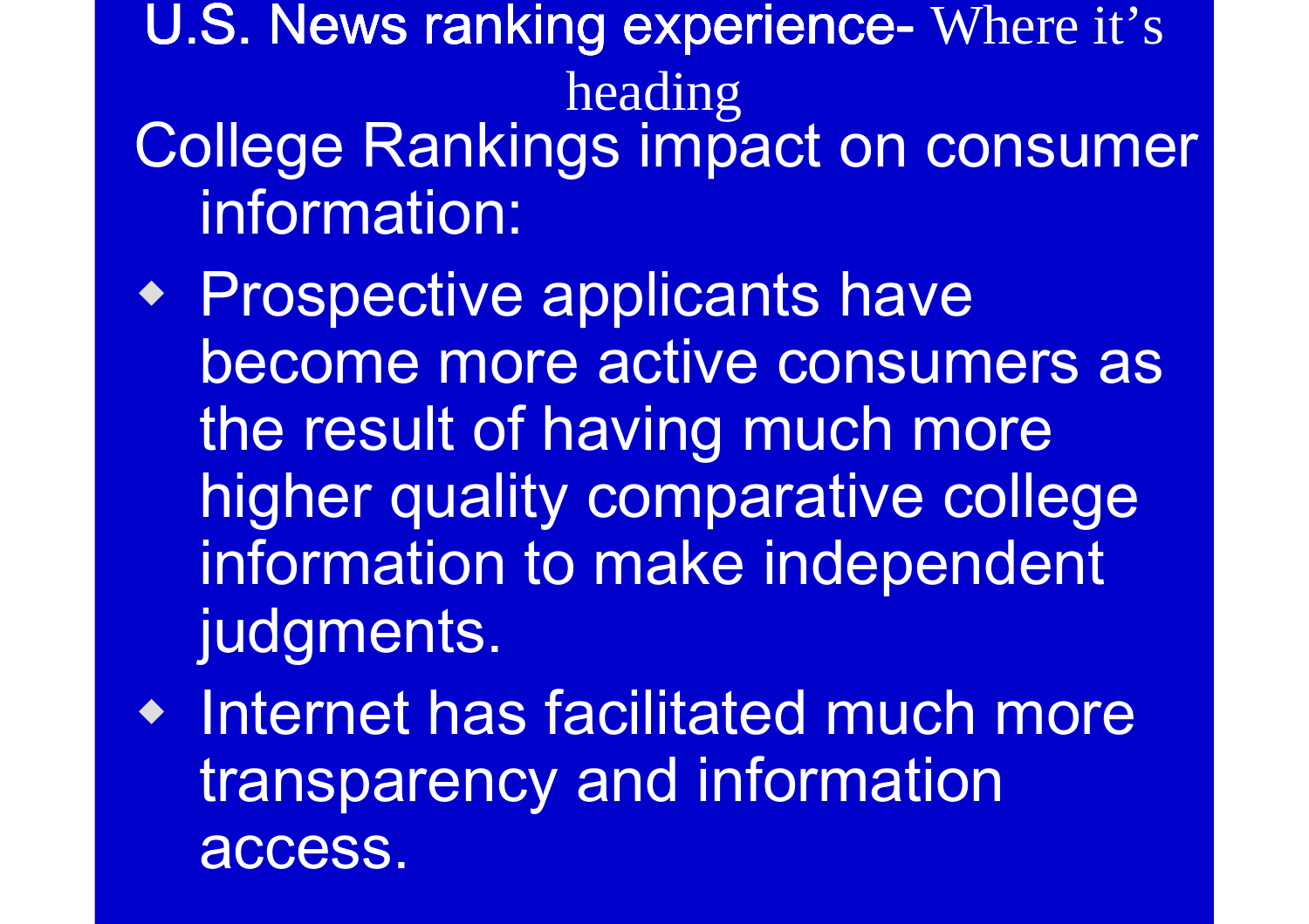# U.S. News ranking experience- Where it's heading

College Rankings impact on consumer information:

- Prospective applicants have become more active consumers as the result of having much more higher quality comparative college information to make independent judgments.
- Internet has facilitated much more transparency and information access.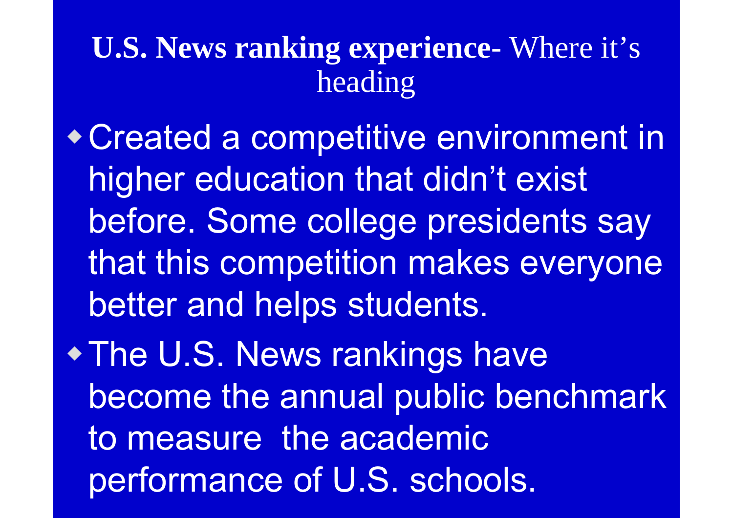## **U.S. News ranking experience-** Where it's heading

- Created a competitive environment in higher education that didn't exist before. Some college presidents say that this competition makes everyone better and helps students.
- The U.S. News rankings have become the annual public benchmark to measure the academic performance of U.S. schools.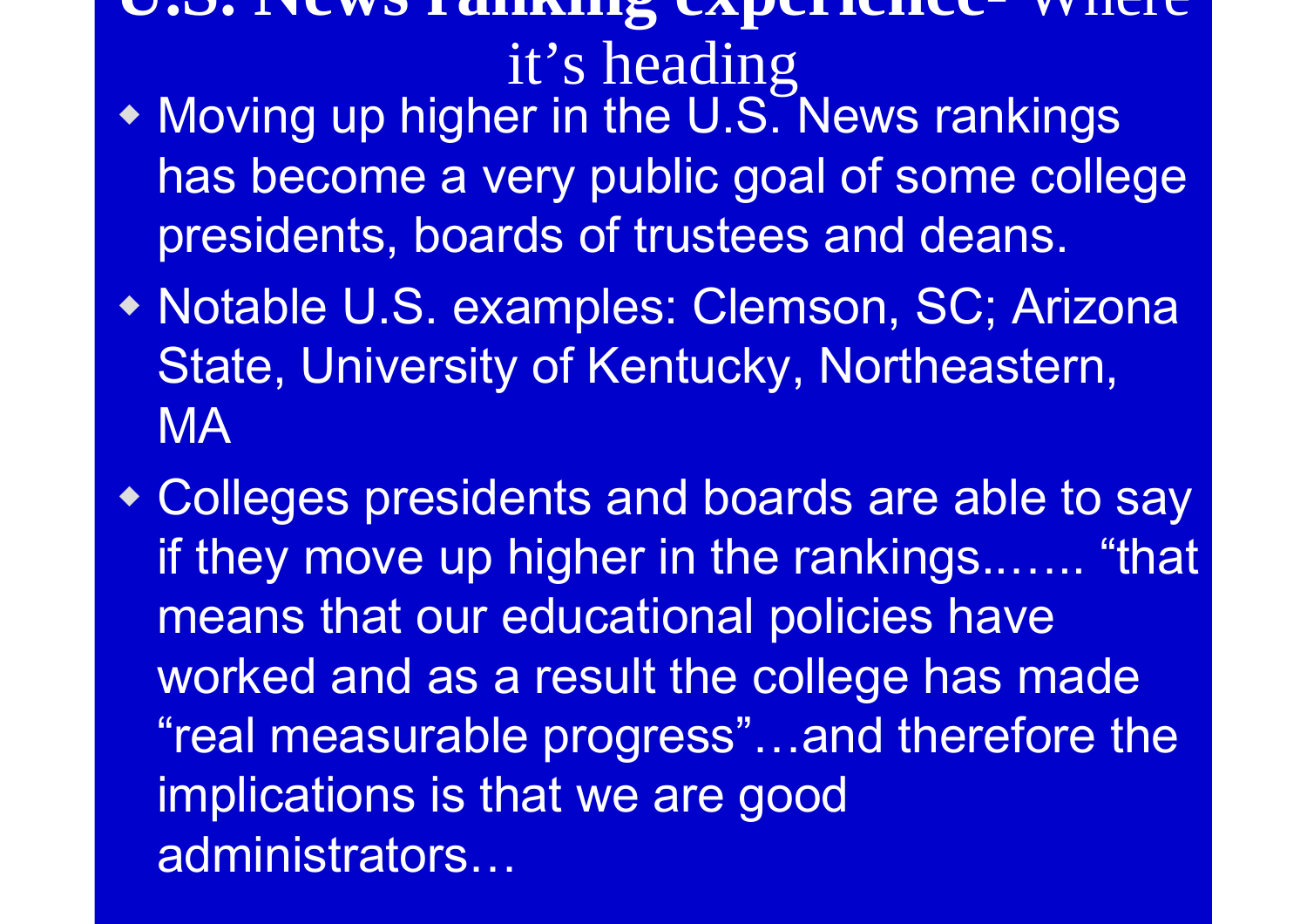# U.S. News ranking experience- Where it's heading

- Moving up higher in the U.S. News rankings has become a very public goal of some college presidents, boards of trustees and deans.
- Notable U.S. examples: Clemson, SC; Arizona State, University of Kentucky, Northeastern, MA
- Colleges presidents and boards are able to say if they move up higher in the rankings..….. "that means that our educational policies have worked and as a result the college has made "real measurable progress"…and therefore the implications is that we are good administrators…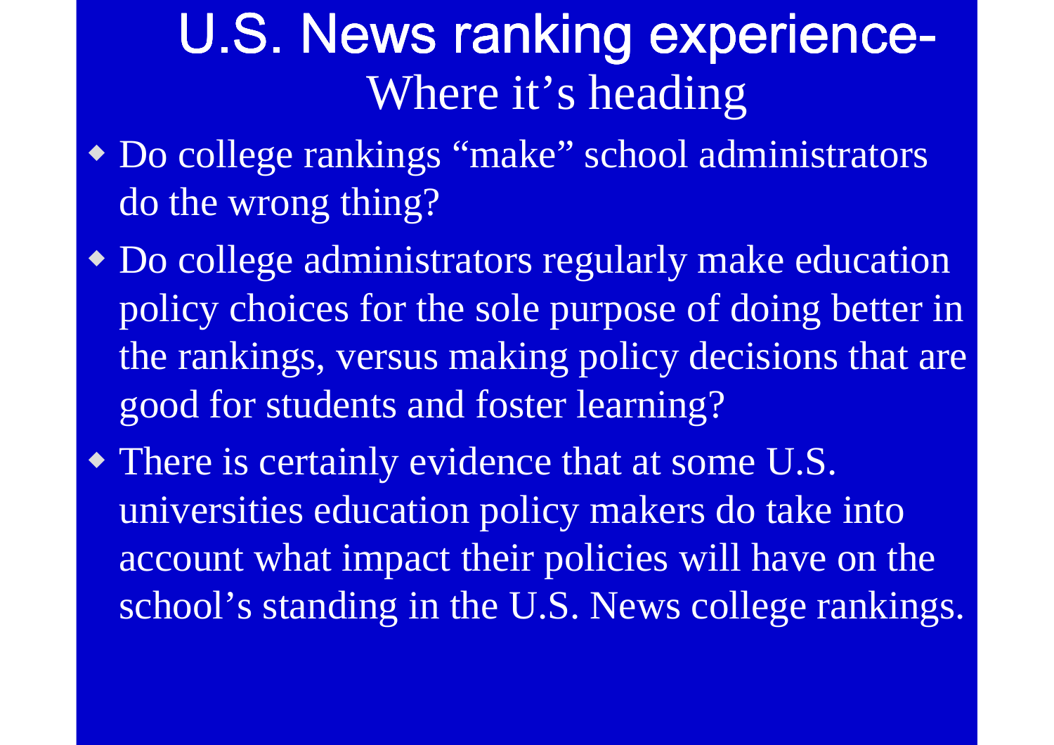# U.S. News ranking experience- Where it's heading

- Do college rankings "make" school administrators do the wrong thing?
- Do college administrators regularly make education policy choices for the sole purpose of doing better in the rankings, versus making policy decisions that are good for students and foster learning?
- There is certainly evidence that at some U.S. universities education policy makers do take into account what impact their policies will have on the school's standing in the U.S. News college rankings.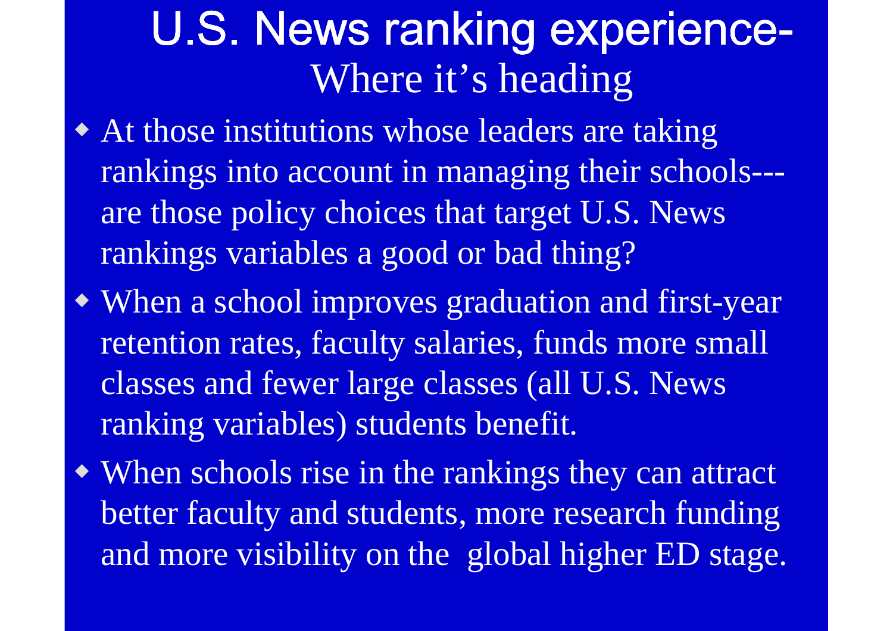# U.S. News ranking experience- Where it's heading

- At those institutions whose leaders are taking rankings into account in managing their schools--- are those policy choices that target U.S. News rankings variables a good or bad thing?
- When a school improves graduation and first-year retention rates, faculty salaries, funds more small classes and fewer large classes (all U.S. News ranking variables) students benefit.
- When schools rise in the rankings they can attract better faculty and students, more research funding and more visibility on the global higher ED stage.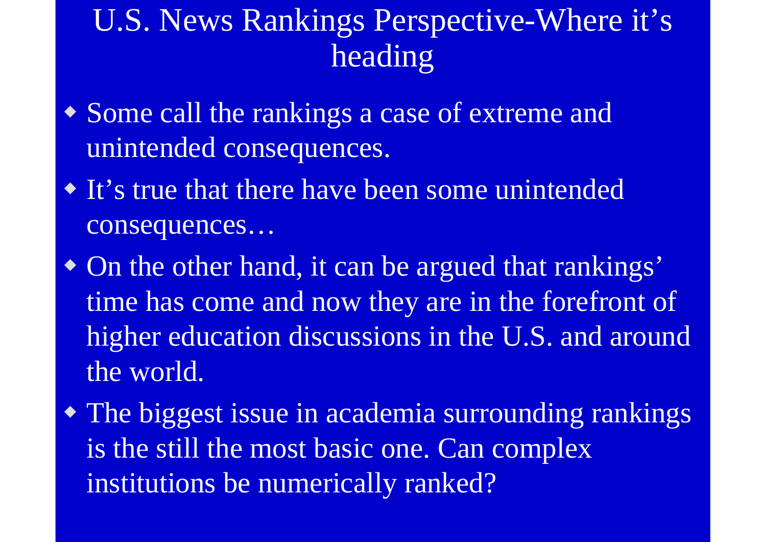# U.S. News Rankings Perspective-Where it's heading

- Some call the rankings a case of extreme and unintended consequences.
- It's true that there have been some unintended consequences…
- On the other hand, it can be argued that rankings' time has come and now they are in the forefront of higher education discussions in the U.S. and around the world.
- The biggest issue in academia surrounding rankings is the still the most basic one. Can complex institutions be numerically ranked?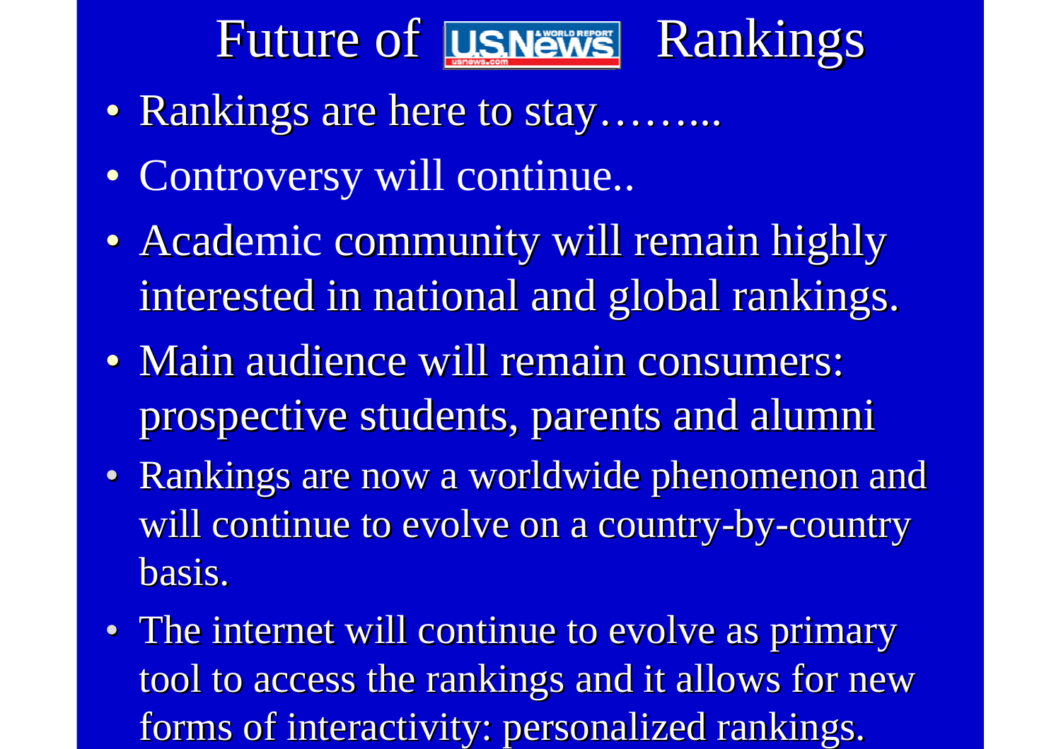# Future of U.S.News Rankings

- Rankings are here to stay……...
- Controversy will continue..
- Academic community will remain highly interested in national and global rankings.
- Main audience will remain consumers: prospective students, parents and alumni
- Rankings are now a worldwide phenomenon and will continue to evolve on a country-by-country basis.
- The internet will continue to evolve as primary tool to access the rankings and it allows for new forms of interactivity: personalized rankings.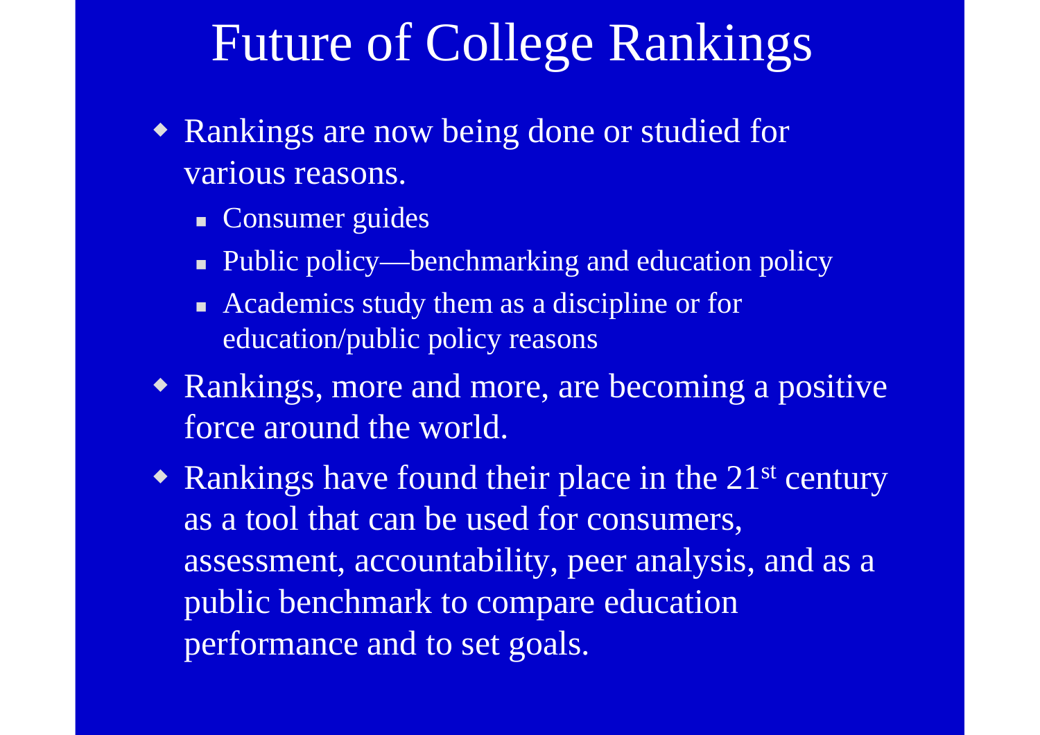# Future of College Rankings

- Rankings are now being done or studied for various reasons.
  - Consumer guides
  - Public policy—benchmarking and education policy
  - Academics study them as a discipline or for education/public policy reasons
- Rankings, more and more, are becoming a positive force around the world.
- Rankings have found their place in the 21st century as a tool that can be used for consumers, assessment, accountability, peer analysis, and as a public benchmark to compare education performance and to set goals.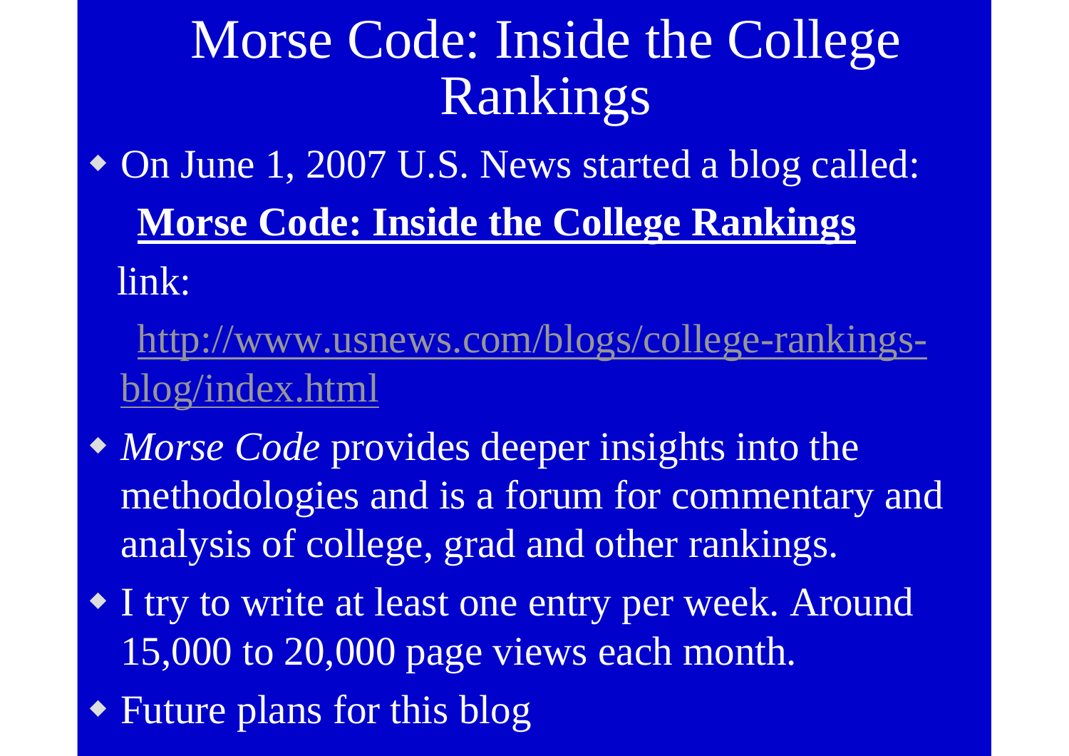# Morse Code: Inside the College Rankings

- On June 1, 2007 U.S. News started a blog called: **Morse Code: Inside the College Rankings** link: http://www.usnews.com/blogs/college-rankings-blog/index.html
- *Morse Code* provides deeper insights into the methodologies and is a forum for commentary and analysis of college, grad and other rankings.
- I try to write at least one entry per week. Around 15,000 to 20,000 page views each month.
- Future plans for this blog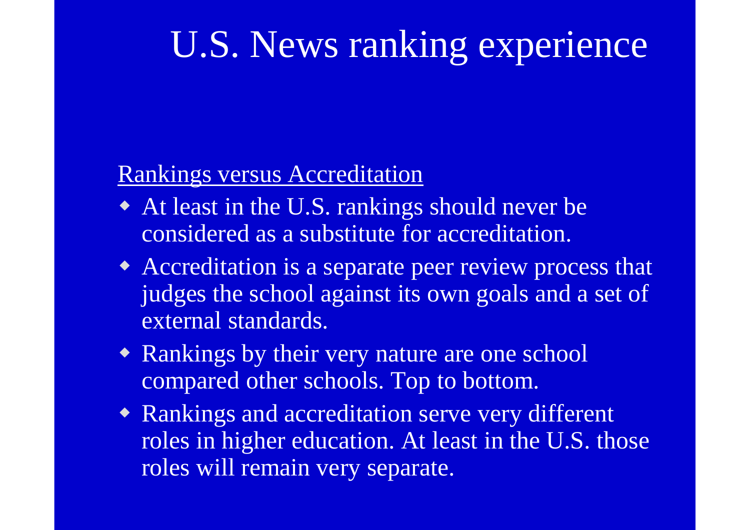# U.S. News ranking experience

<u>Rankings versus Accreditation</u>

- At least in the U.S. rankings should never be considered as a substitute for accreditation.
- Accreditation is a separate peer review process that judges the school against its own goals and a set of external standards.
- Rankings by their very nature are one school compared other schools. Top to bottom.
- Rankings and accreditation serve very different roles in higher education. At least in the U.S. those roles will remain very separate.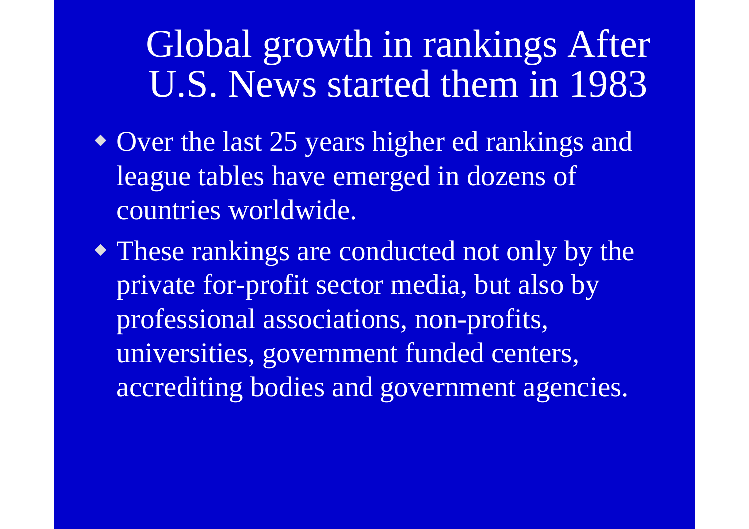# Global growth in rankings After U.S. News started them in 1983

- Over the last 25 years higher ed rankings and league tables have emerged in dozens of countries worldwide.
- These rankings are conducted not only by the private for-profit sector media, but also by professional associations, non-profits, universities, government funded centers, accrediting bodies and government agencies.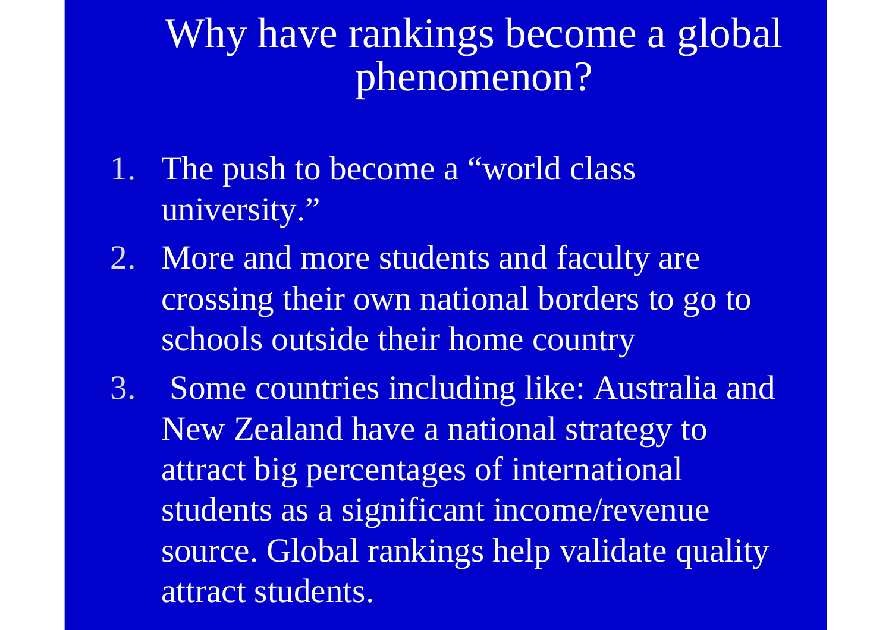# Why have rankings become a global phenomenon?

1. The push to become a “world class university.”
2. More and more students and faculty are crossing their own national borders to go to schools outside their home country
3. Some countries including like: Australia and New Zealand have a national strategy to attract big percentages of international students as a significant income/revenue source. Global rankings help validate quality attract students.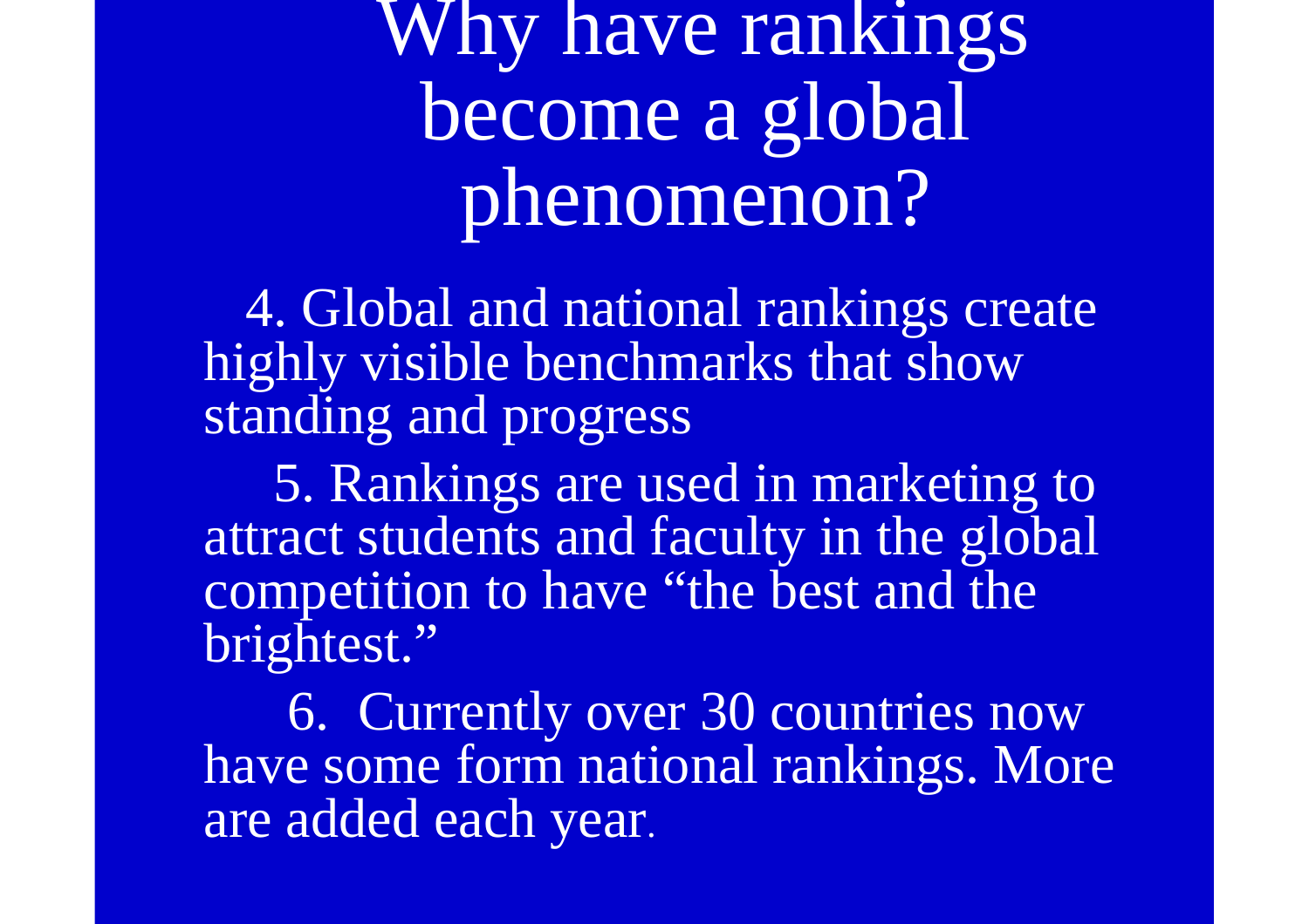# Why have rankings become a global phenomenon?

4. Global and national rankings create highly visible benchmarks that show standing and progress

5. Rankings are used in marketing to attract students and faculty in the global competition to have “the best and the brightest.”

6. Currently over 30 countries now have some form national rankings. More are added each year.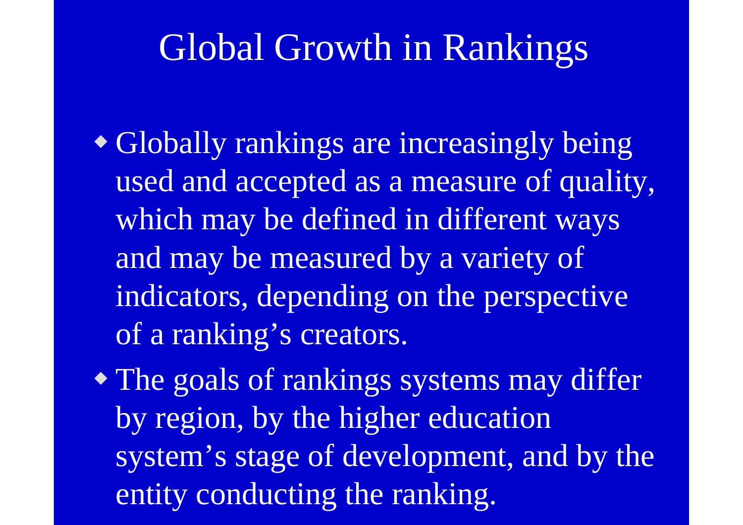# Global Growth in Rankings

- Globally rankings are increasingly being used and accepted as a measure of quality, which may be defined in different ways and may be measured by a variety of indicators, depending on the perspective of a ranking's creators.
- The goals of rankings systems may differ by region, by the higher education system's stage of development, and by the entity conducting the ranking.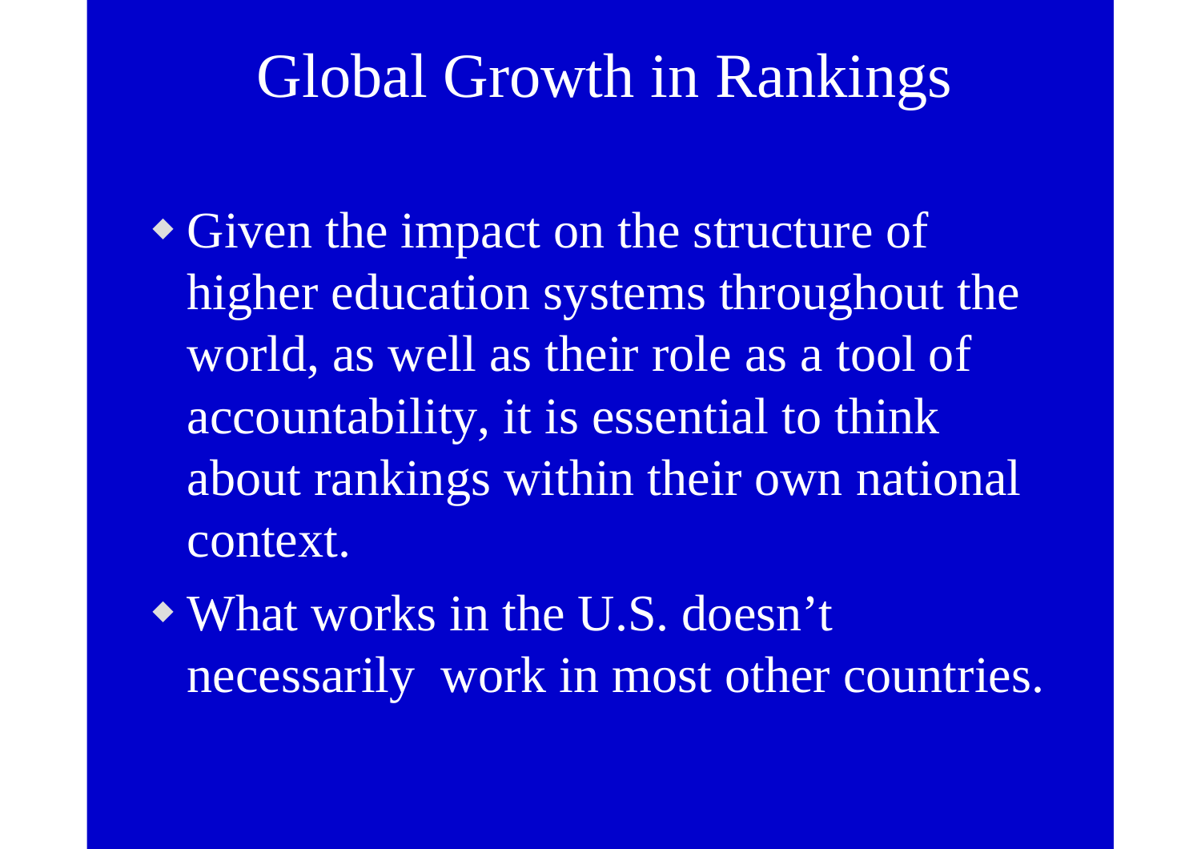# Global Growth in Rankings

- Given the impact on the structure of higher education systems throughout the world, as well as their role as a tool of accountability, it is essential to think about rankings within their own national context.
- What works in the U.S. doesn't necessarily work in most other countries.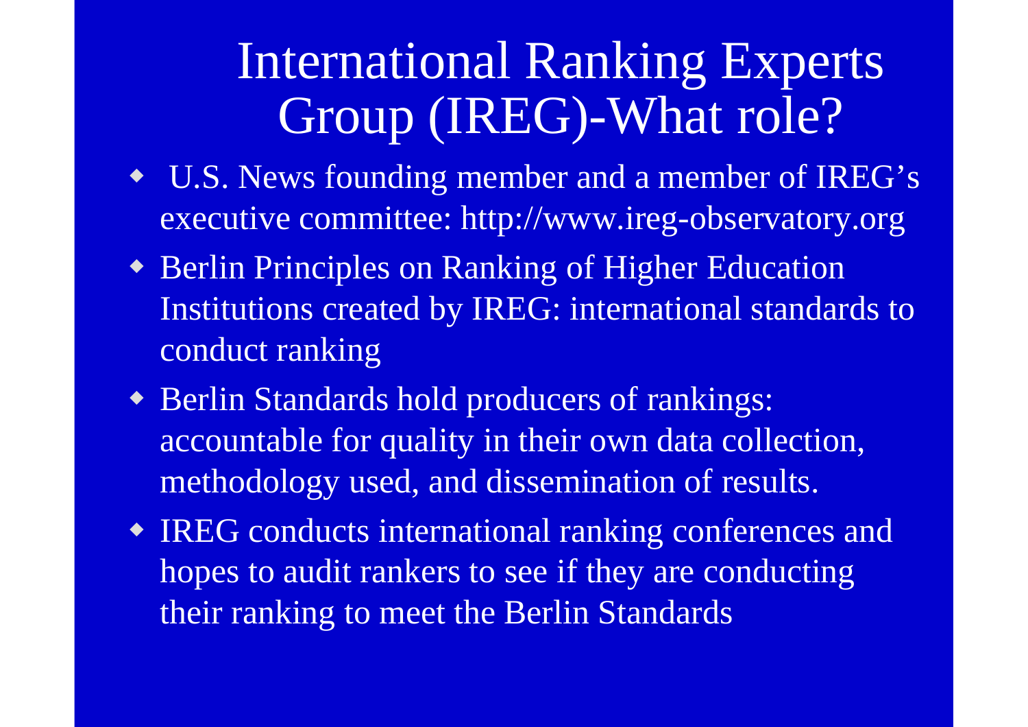# International Ranking Experts Group (IREG)-What role?

- U.S. News founding member and a member of IREG's executive committee: http://www.ireg-observatory.org
- Berlin Principles on Ranking of Higher Education Institutions created by IREG: international standards to conduct ranking
- Berlin Standards hold producers of rankings: accountable for quality in their own data collection, methodology used, and dissemination of results.
- IREG conducts international ranking conferences and hopes to audit rankers to see if they are conducting their ranking to meet the Berlin Standards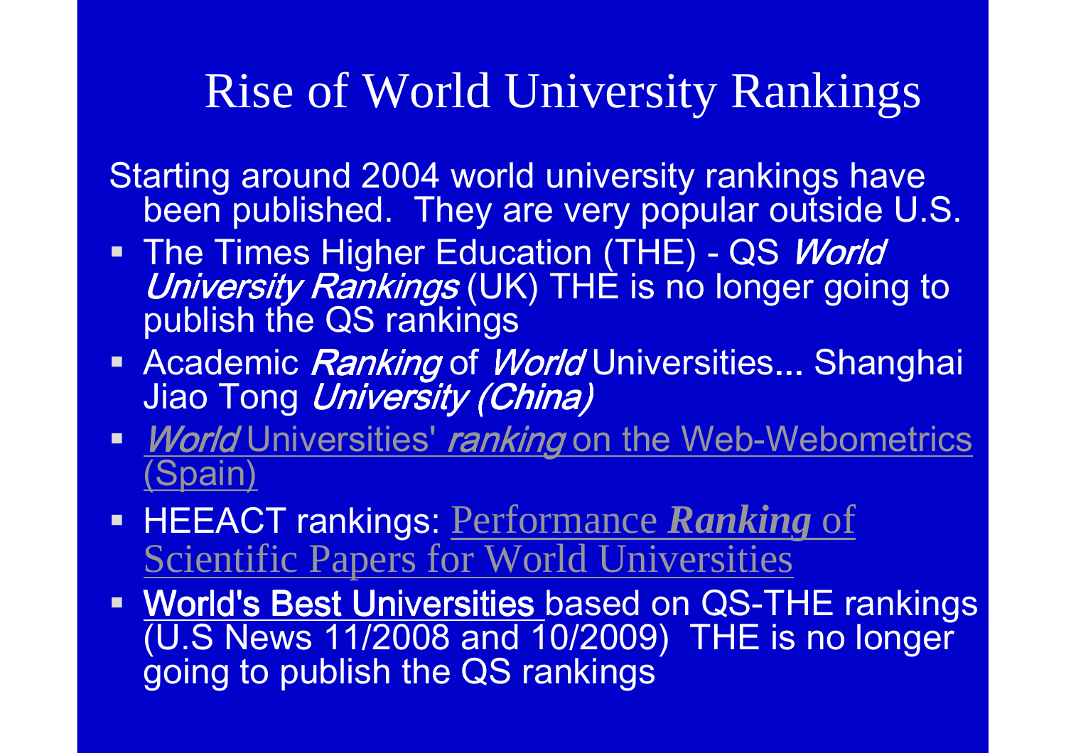# Rise of World University Rankings

Starting around 2004 world university rankings have been published. They are very popular outside U.S.

- The Times Higher Education (THE) - QS *World University Rankings* (UK) THE is no longer going to publish the QS rankings
- Academic *Ranking* of *World* Universities... Shanghai Jiao Tong *University (China)*
- *World* Universities' *ranking* on the Web-Webometrics (Spain)
- HEEACT rankings: Performance ***Ranking*** of Scientific Papers for World Universities
- World's Best Universities based on QS-THE rankings (U.S News 11/2008 and 10/2009) THE is no longer going to publish the QS rankings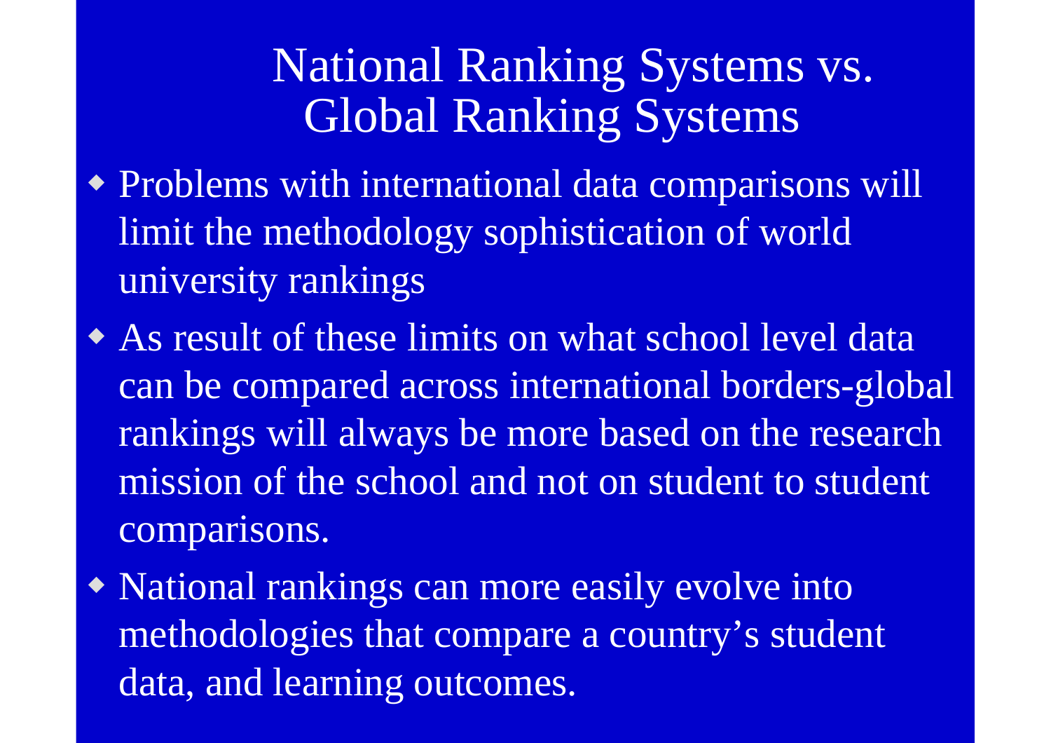# National Ranking Systems vs. Global Ranking Systems

- Problems with international data comparisons will limit the methodology sophistication of world university rankings
- As result of these limits on what school level data can be compared across international borders-global rankings will always be more based on the research mission of the school and not on student to student comparisons.
- National rankings can more easily evolve into methodologies that compare a country's student data, and learning outcomes.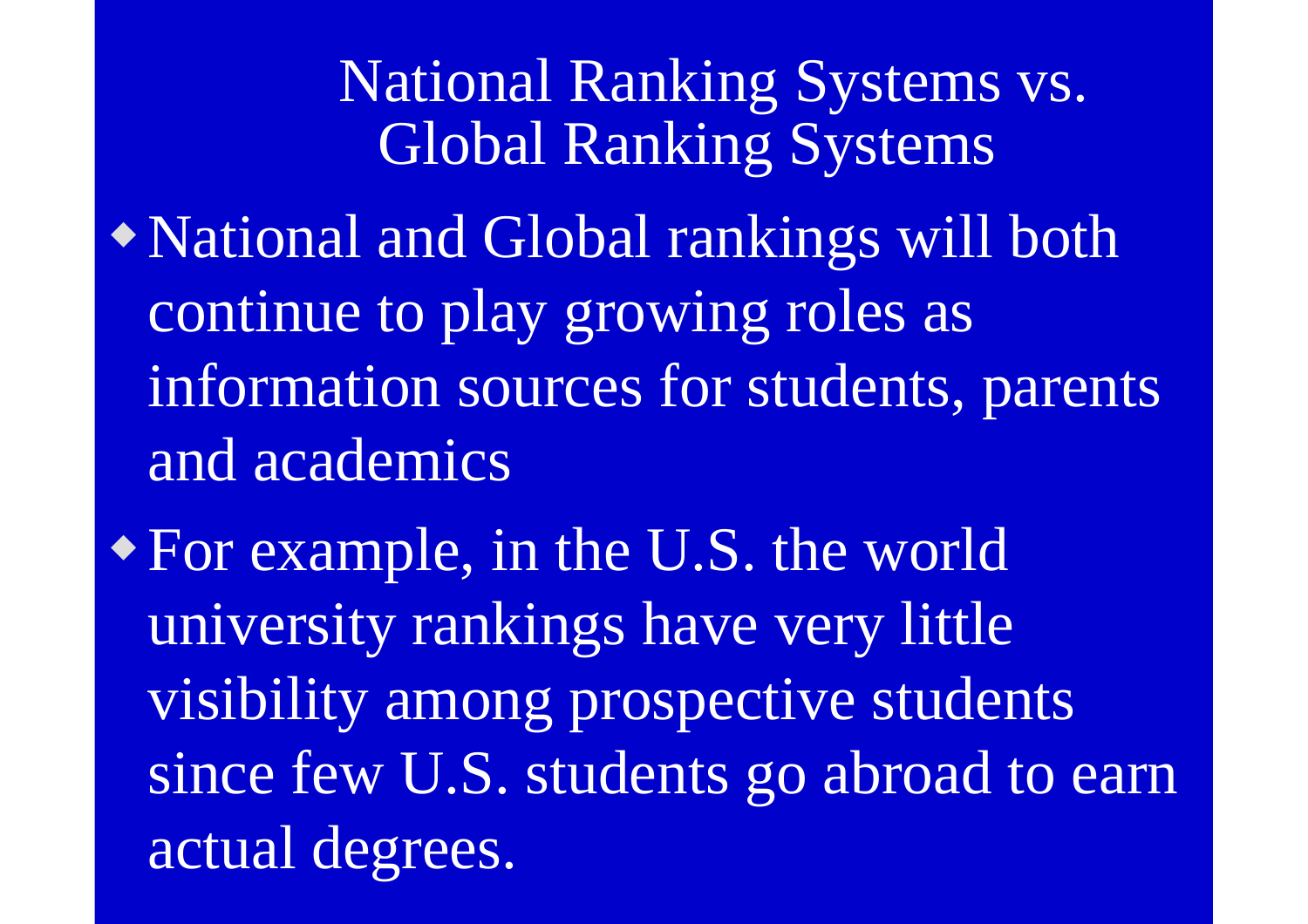# National Ranking Systems vs. Global Ranking Systems

- National and Global rankings will both continue to play growing roles as information sources for students, parents and academics
- For example, in the U.S. the world university rankings have very little visibility among prospective students since few U.S. students go abroad to earn actual degrees.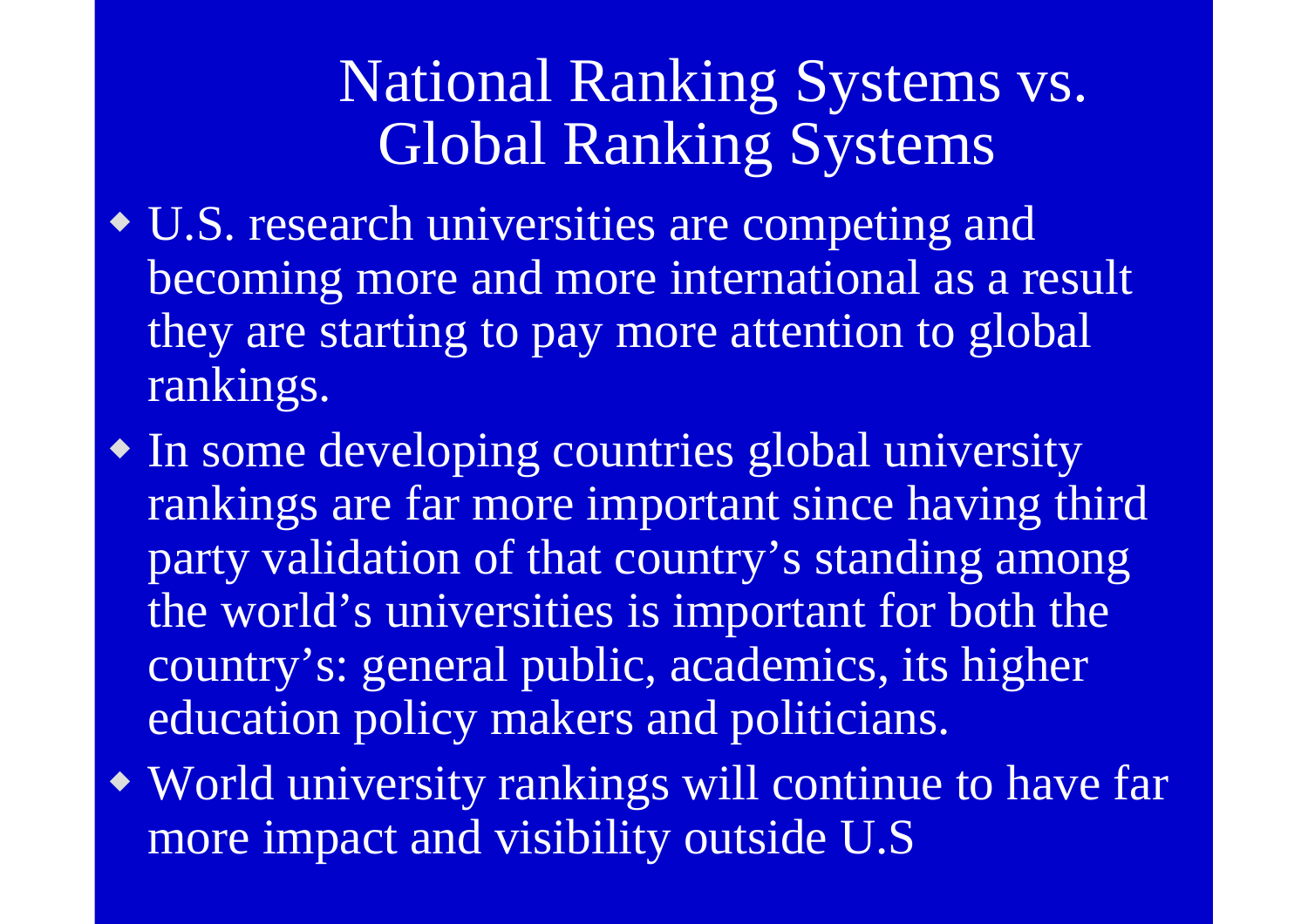# National Ranking Systems vs. Global Ranking Systems

- U.S. research universities are competing and becoming more and more international as a result they are starting to pay more attention to global rankings.
- In some developing countries global university rankings are far more important since having third party validation of that country's standing among the world's universities is important for both the country's: general public, academics, its higher education policy makers and politicians.
- World university rankings will continue to have far more impact and visibility outside U.S